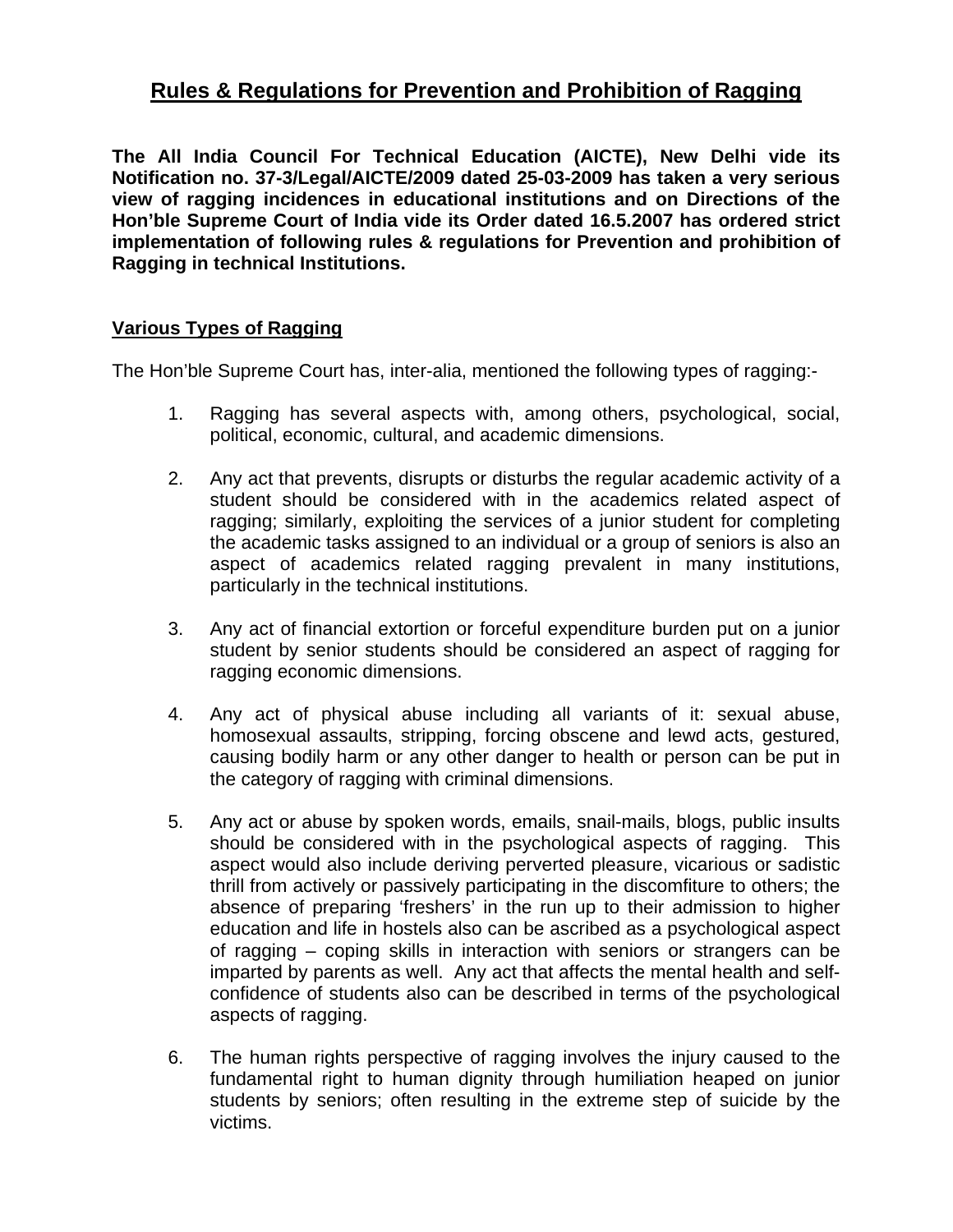# Rules & Regulations for Prevention and Prohibition of Ragging

**The All India Council For Technical Education (AICTE), New Delhi vide its Notification no. 37-3/Legal/AICTE/2009 dated 25-03-2009 has taken a very serious view of ragging incidences in educational institutions and on Directions of the Hon'ble Supreme Court of India vide its Order dated 16.5.2007 has ordered strict implementation of following rules & regulations for Prevention and prohibition of Ragging in technical Institutions.**

## Various Types of Ragging

The Hon'ble Supreme Court has, inter-alia, mentioned the following types of ragging:-

1. Ragging has several aspects with, among others, psychological, social, political, economic, cultural, and academic dimensions.

2. Any act that prevents, disrupts or disturbs the regular academic activity of a student should be considered with in the academics related aspect of ragging; similarly, exploiting the services of a junior student for completing the academic tasks assigned to an individual or a group of seniors is also an aspect of academics related ragging prevalent in many institutions, particularly in the technical institutions.

3. Any act of financial extortion or forceful expenditure burden put on a junior student by senior students should be considered an aspect of ragging for ragging economic dimensions.

4. Any act of physical abuse including all variants of it: sexual abuse, homosexual assaults, stripping, forcing obscene and lewd acts, gestured, causing bodily harm or any other danger to health or person can be put in the category of ragging with criminal dimensions.

5. Any act or abuse by spoken words, emails, snail-mails, blogs, public insults should be considered with in the psychological aspects of ragging. This aspect would also include deriving perverted pleasure, vicarious or sadistic thrill from actively or passively participating in the discomfiture to others; the absence of preparing 'freshers' in the run up to their admission to higher education and life in hostels also can be ascribed as a psychological aspect of ragging – coping skills in interaction with seniors or strangers can be imparted by parents as well. Any act that affects the mental health and self-confidence of students also can be described in terms of the psychological aspects of ragging.

6. The human rights perspective of ragging involves the injury caused to the fundamental right to human dignity through humiliation heaped on junior students by seniors; often resulting in the extreme step of suicide by the victims.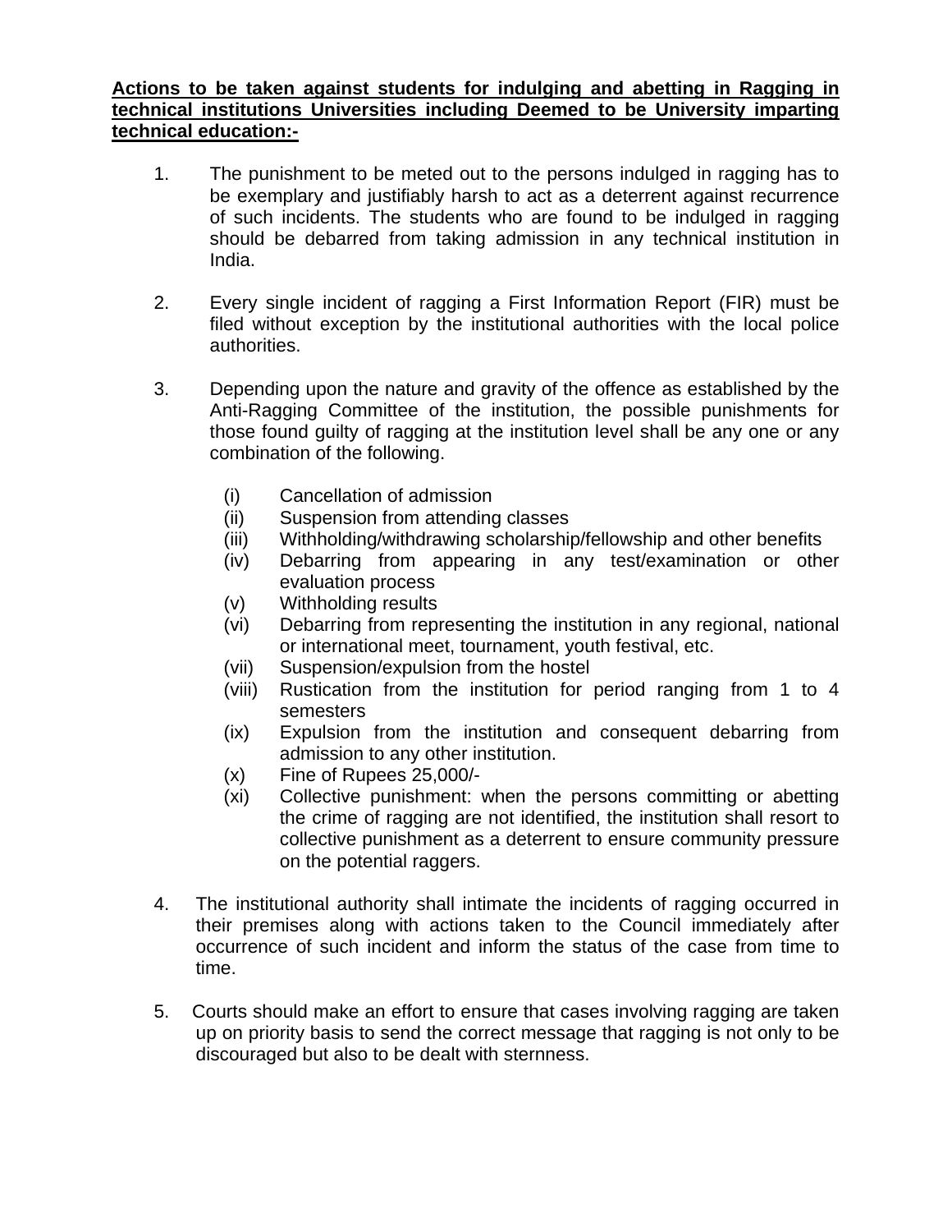**Actions to be taken against students for indulging and abetting in Ragging in technical institutions Universities including Deemed to be University imparting technical education:-**

1. The punishment to be meted out to the persons indulged in ragging has to be exemplary and justifiably harsh to act as a deterrent against recurrence of such incidents. The students who are found to be indulged in ragging should be debarred from taking admission in any technical institution in India.

2. Every single incident of ragging a First Information Report (FIR) must be filed without exception by the institutional authorities with the local police authorities.

3. Depending upon the nature and gravity of the offence as established by the Anti-Ragging Committee of the institution, the possible punishments for those found guilty of ragging at the institution level shall be any one or any combination of the following.

   (i) Cancellation of admission
   (ii) Suspension from attending classes
   (iii) Withholding/withdrawing scholarship/fellowship and other benefits
   (iv) Debarring from appearing in any test/examination or other evaluation process
   (v) Withholding results
   (vi) Debarring from representing the institution in any regional, national or international meet, tournament, youth festival, etc.
   (vii) Suspension/expulsion from the hostel
   (viii) Rustication from the institution for period ranging from 1 to 4 semesters
   (ix) Expulsion from the institution and consequent debarring from admission to any other institution.
   (x) Fine of Rupees 25,000/-
   (xi) Collective punishment: when the persons committing or abetting the crime of ragging are not identified, the institution shall resort to collective punishment as a deterrent to ensure community pressure on the potential raggers.

4. The institutional authority shall intimate the incidents of ragging occurred in their premises along with actions taken to the Council immediately after occurrence of such incident and inform the status of the case from time to time.

5. Courts should make an effort to ensure that cases involving ragging are taken up on priority basis to send the correct message that ragging is not only to be discouraged but also to be dealt with sternness.